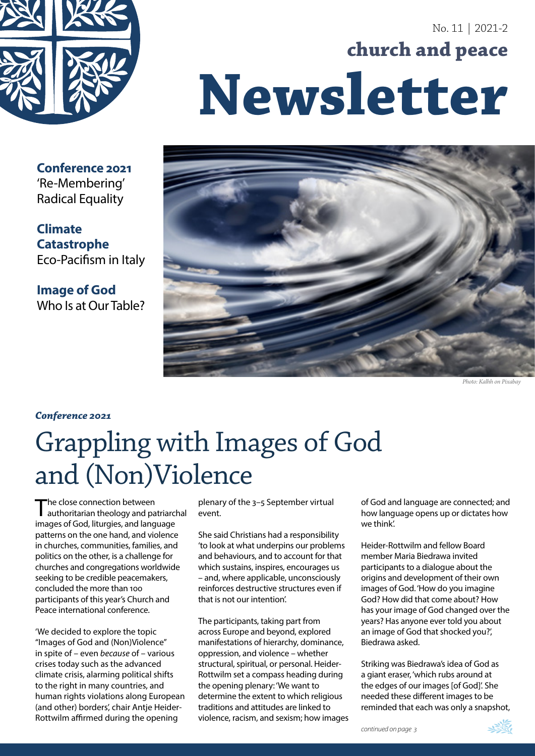No. 11 | 2021-2

**church and peace**

# Newsletter

**Conference 2021**
'Re-Membering'
Radical Equality

**Climate Catastrophe**
Eco-Pacifism in Italy

**Image of God**
Who Is at Our Table?

*Photo: Kalhh on Pixabay*

***Conference 2021***

## Grappling with Images of God and (Non)Violence

The close connection between authoritarian theology and patriarchal images of God, liturgies, and language patterns on the one hand, and violence in churches, communities, families, and politics on the other, is a challenge for churches and congregations worldwide seeking to be credible peacemakers, concluded the more than 100 participants of this year's Church and Peace international conference.

'We decided to explore the topic "Images of God and (Non)Violence" in spite of – even *because* of – various crises today such as the advanced climate crisis, alarming political shifts to the right in many countries, and human rights violations along European (and other) borders', chair Antje Heider-Rottwilm affirmed during the opening plenary of the 3–5 September virtual event.

She said Christians had a responsibility 'to look at what underpins our problems and behaviours, and to account for that which sustains, inspires, encourages us – and, where applicable, unconsciously reinforces destructive structures even if that is not our intention'.

The participants, taking part from across Europe and beyond, explored manifestations of hierarchy, dominance, oppression, and violence – whether structural, spiritual, or personal. Heider-Rottwilm set a compass heading during the opening plenary: 'We want to determine the extent to which religious traditions and attitudes are linked to violence, racism, and sexism; how images of God and language are connected; and how language opens up or dictates how we think'.

Heider-Rottwilm and fellow Board member Maria Biedrawa invited participants to a dialogue about the origins and development of their own images of God. 'How do you imagine God? How did that come about? How has your image of God changed over the years? Has anyone ever told you about an image of God that shocked you?', Biedrawa asked.

Striking was Biedrawa's idea of God as a giant eraser, 'which rubs around at the edges of our images [of God]'. She needed these different images to be reminded that each was only a snapshot,

*continued on page 3*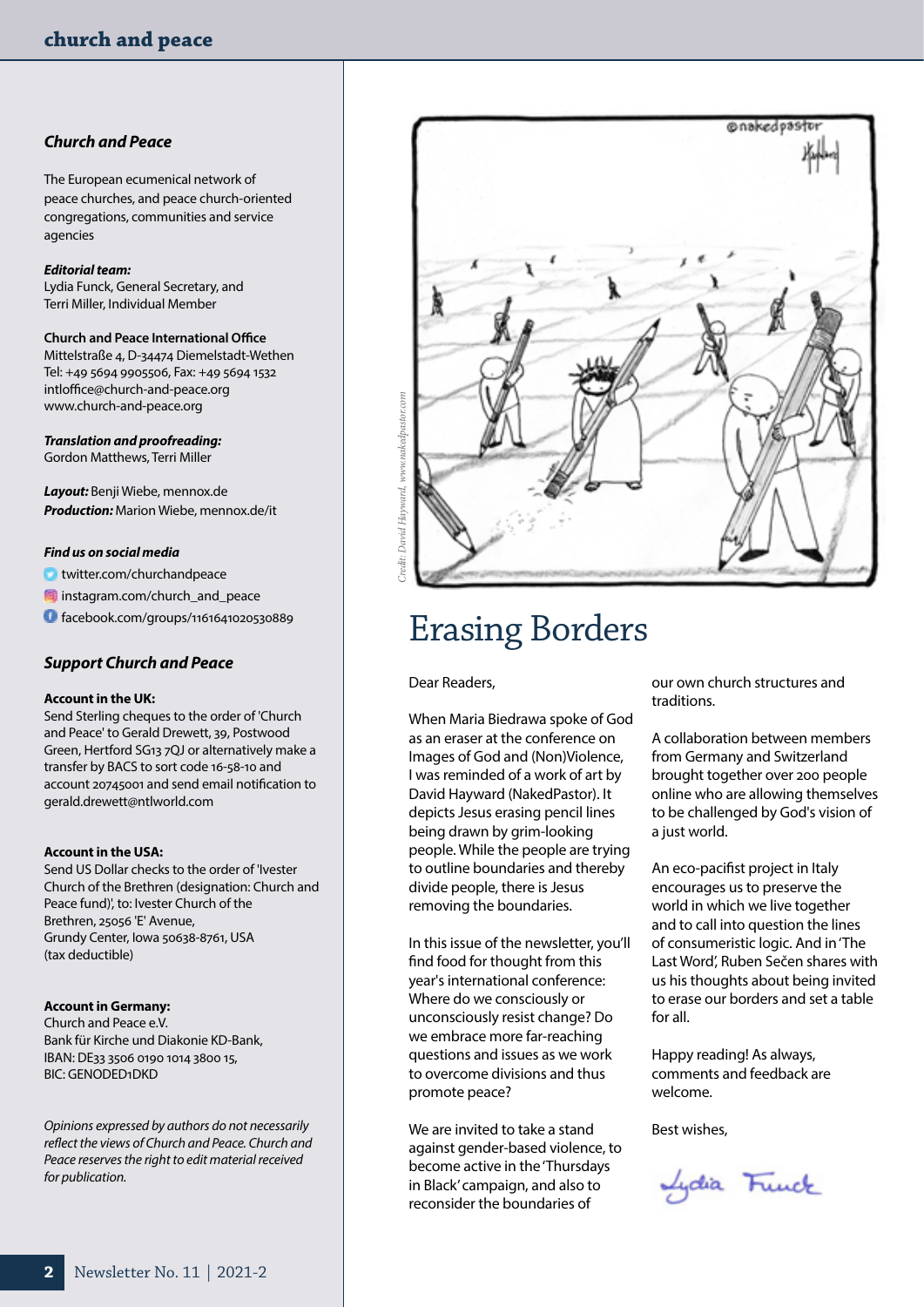### Church and Peace

The European ecumenical network of peace churches, and peace church-oriented congregations, communities and service agencies

***Editorial team:***
Lydia Funck, General Secretary, and
Terri Miller, Individual Member

**Church and Peace International Office**
Mittelstraße 4, D-34474 Diemelstadt-Wethen
Tel: +49 5694 9905506, Fax: +49 5694 1532
intloffice@church-and-peace.org
www.church-and-peace.org

***Translation and proofreading:***
Gordon Matthews, Terri Miller

***Layout:*** Benji Wiebe, mennox.de
***Production:*** Marion Wiebe, mennox.de/it

***Find us on social media***
- twitter.com/churchandpeace
- instagram.com/church_and_peace
- facebook.com/groups/1161641020530889

### Support Church and Peace

**Account in the UK:**
Send Sterling cheques to the order of 'Church and Peace' to Gerald Drewett, 39, Postwood Green, Hertford SG13 7QJ or alternatively make a transfer by BACS to sort code 16-58-10 and account 20745001 and send email notification to gerald.drewett@ntlworld.com

**Account in the USA:**
Send US Dollar checks to the order of 'Ivester Church of the Brethren (designation: Church and Peace fund)', to: Ivester Church of the Brethren, 25056 'E' Avenue,
Grundy Center, Iowa 50638-8761, USA
(tax deductible)

**Account in Germany:**
Church and Peace e.V.
Bank für Kirche und Diakonie KD-Bank,
IBAN: DE33 3506 0190 1014 3800 15,
BIC: GENODED1DKD

*Opinions expressed by authors do not necessarily reflect the views of Church and Peace. Church and Peace reserves the right to edit material received for publication.*

*Credit: David Hayward, www.nakedpastor.com*

# Erasing Borders

Dear Readers,

When Maria Biedrawa spoke of God as an eraser at the conference on Images of God and (Non)Violence, I was reminded of a work of art by David Hayward (NakedPastor). It depicts Jesus erasing pencil lines being drawn by grim-looking people. While the people are trying to outline boundaries and thereby divide people, there is Jesus removing the boundaries.

In this issue of the newsletter, you'll find food for thought from this year's international conference: Where do we consciously or unconsciously resist change? Do we embrace more far-reaching questions and issues as we work to overcome divisions and thus promote peace?

We are invited to take a stand against gender-based violence, to become active in the 'Thursdays in Black' campaign, and also to reconsider the boundaries of our own church structures and traditions.

A collaboration between members from Germany and Switzerland brought together over 200 people online who are allowing themselves to be challenged by God's vision of a just world.

An eco-pacifist project in Italy encourages us to preserve the world in which we live together and to call into question the lines of consumeristic logic. And in 'The Last Word', Ruben Sečen shares with us his thoughts about being invited to erase our borders and set a table for all.

Happy reading! As always, comments and feedback are welcome.

Best wishes,

Lydia Funck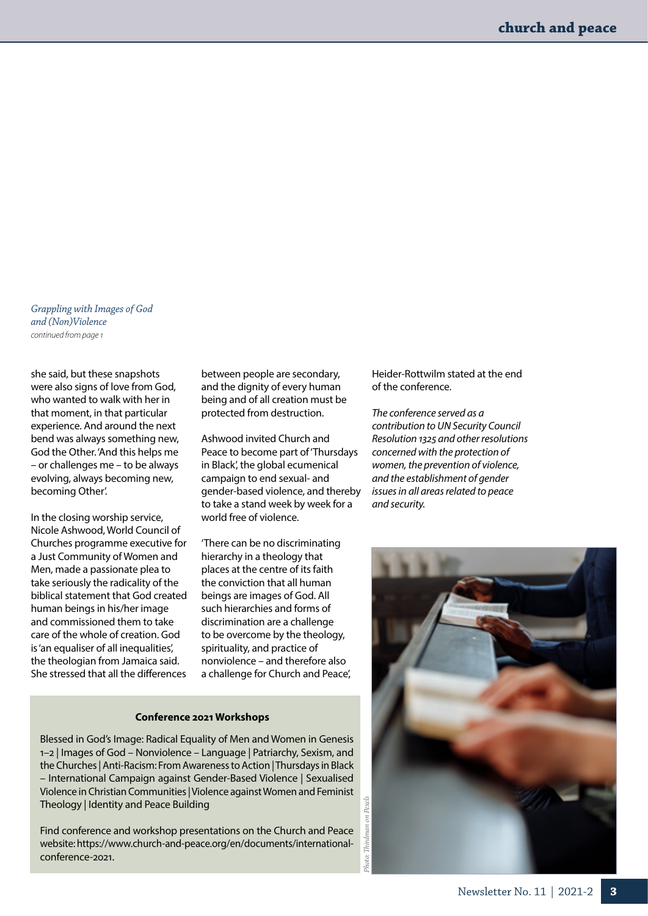*Grappling with Images of God and (Non)Violence*
*continued from page 1*

she said, but these snapshots were also signs of love from God, who wanted to walk with her in that moment, in that particular experience. And around the next bend was always something new, God the Other. 'And this helps me – or challenges me – to be always evolving, always becoming new, becoming Other'.

In the closing worship service, Nicole Ashwood, World Council of Churches programme executive for a Just Community of Women and Men, made a passionate plea to take seriously the radicality of the biblical statement that God created human beings in his/her image and commissioned them to take care of the whole of creation. God is 'an equaliser of all inequalities', the theologian from Jamaica said. She stressed that all the differences between people are secondary, and the dignity of every human being and of all creation must be protected from destruction.

Ashwood invited Church and Peace to become part of 'Thursdays in Black', the global ecumenical campaign to end sexual- and gender-based violence, and thereby to take a stand week by week for a world free of violence.

'There can be no discriminating hierarchy in a theology that places at the centre of its faith the conviction that all human beings are images of God. All such hierarchies and forms of discrimination are a challenge to be overcome by the theology, spirituality, and practice of nonviolence – and therefore also a challenge for Church and Peace', Heider-Rottwilm stated at the end of the conference.

*The conference served as a contribution to UN Security Council Resolution 1325 and other resolutions concerned with the protection of women, the prevention of violence, and the establishment of gender issues in all areas related to peace and security.*

**Conference 2021 Workshops**

Blessed in God's Image: Radical Equality of Men and Women in Genesis 1–2 | Images of God – Nonviolence – Language | Patriarchy, Sexism, and the Churches | Anti-Racism: From Awareness to Action | Thursdays in Black – International Campaign against Gender-Based Violence | Sexualised Violence in Christian Communities | Violence against Women and Feminist Theology | Identity and Peace Building

Find conference and workshop presentations on the Church and Peace website: https://www.church-and-peace.org/en/documents/international-conference-2021.

*Photo: Thirdman on Pexels*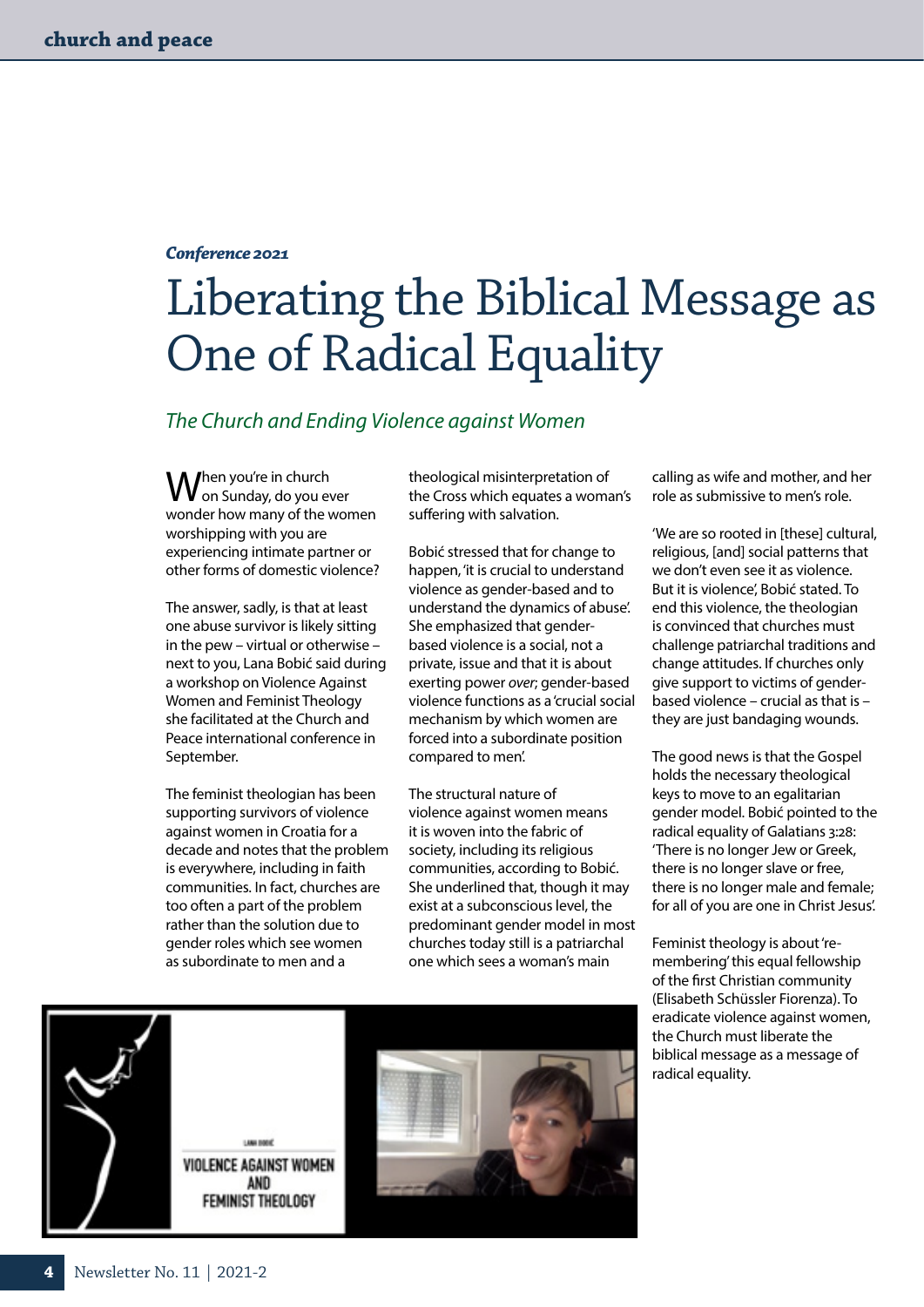*Conference 2021*

# Liberating the Biblical Message as One of Radical Equality

## *The Church and Ending Violence against Women*

When you're in church on Sunday, do you ever wonder how many of the women worshipping with you are experiencing intimate partner or other forms of domestic violence?

The answer, sadly, is that at least one abuse survivor is likely sitting in the pew – virtual or otherwise – next to you, Lana Bobić said during a workshop on Violence Against Women and Feminist Theology she facilitated at the Church and Peace international conference in September.

The feminist theologian has been supporting survivors of violence against women in Croatia for a decade and notes that the problem is everywhere, including in faith communities. In fact, churches are too often a part of the problem rather than the solution due to gender roles which see women as subordinate to men and a theological misinterpretation of the Cross which equates a woman's suffering with salvation.

Bobić stressed that for change to happen, 'it is crucial to understand violence as gender-based and to understand the dynamics of abuse'. She emphasized that gender-based violence is a social, not a private, issue and that it is about exerting power *over*; gender-based violence functions as a 'crucial social mechanism by which women are forced into a subordinate position compared to men'.

The structural nature of violence against women means it is woven into the fabric of society, including its religious communities, according to Bobić. She underlined that, though it may exist at a subconscious level, the predominant gender model in most churches today still is a patriarchal one which sees a woman's main calling as wife and mother, and her role as submissive to men's role.

'We are so rooted in [these] cultural, religious, [and] social patterns that we don't even see it as violence. But it is violence', Bobić stated. To end this violence, the theologian is convinced that churches must challenge patriarchal traditions and change attitudes. If churches only give support to victims of gender-based violence – crucial as that is – they are just bandaging wounds.

The good news is that the Gospel holds the necessary theological keys to move to an egalitarian gender model. Bobić pointed to the radical equality of Galatians 3:28: 'There is no longer Jew or Greek, there is no longer slave or free, there is no longer male and female; for all of you are one in Christ Jesus'.

Feminist theology is about 're-membering' this equal fellowship of the first Christian community (Elisabeth Schüssler Fiorenza). To eradicate violence against women, the Church must liberate the biblical message as a message of radical equality.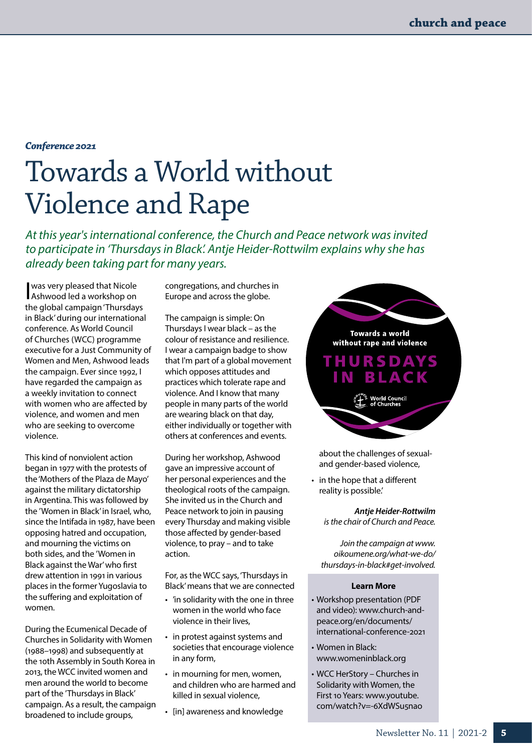*Conference 2021*

# Towards a World without Violence and Rape

*At this year's international conference, the Church and Peace network was invited to participate in 'Thursdays in Black'. Antje Heider-Rottwilm explains why she has already been taking part for many years.*

I was very pleased that Nicole Ashwood led a workshop on the global campaign 'Thursdays in Black' during our international conference. As World Council of Churches (WCC) programme executive for a Just Community of Women and Men, Ashwood leads the campaign. Ever since 1992, I have regarded the campaign as a weekly invitation to connect with women who are affected by violence, and women and men who are seeking to overcome violence.

This kind of nonviolent action began in 1977 with the protests of the 'Mothers of the Plaza de Mayo' against the military dictatorship in Argentina. This was followed by the 'Women in Black' in Israel, who, since the Intifada in 1987, have been opposing hatred and occupation, and mourning the victims on both sides, and the 'Women in Black against the War' who first drew attention in 1991 in various places in the former Yugoslavia to the suffering and exploitation of women.

During the Ecumenical Decade of Churches in Solidarity with Women (1988–1998) and subsequently at the 10th Assembly in South Korea in 2013, the WCC invited women and men around the world to become part of the 'Thursdays in Black' campaign. As a result, the campaign broadened to include groups, congregations, and churches in Europe and across the globe.

The campaign is simple: On Thursdays I wear black – as the colour of resistance and resilience. I wear a campaign badge to show that I'm part of a global movement which opposes attitudes and practices which tolerate rape and violence. And I know that many people in many parts of the world are wearing black on that day, either individually or together with others at conferences and events.

During her workshop, Ashwood gave an impressive account of her personal experiences and the theological roots of the campaign. She invited us in the Church and Peace network to join in pausing every Thursday and making visible those affected by gender-based violence, to pray – and to take action.

For, as the WCC says, 'Thursdays in Black' means that we are connected

- 'in solidarity with the one in three women in the world who face violence in their lives,
- in protest against systems and societies that encourage violence in any form,
- in mourning for men, women, and children who are harmed and killed in sexual violence,
- [in] awareness and knowledge about the challenges of sexual- and gender-based violence,
- in the hope that a different reality is possible.'

Towards a world without rape and violence
THURSDAYS IN BLACK
World Council of Churches

***Antje Heider-Rottwilm*** *is the chair of Church and Peace.*

*Join the campaign at www.oikoumene.org/what-we-do/thursdays-in-black#get-involved.*

**Learn More**

- Workshop presentation (PDF and video): www.church-and-peace.org/en/documents/international-conference-2021
- Women in Black: www.womeninblack.org
- WCC HerStory – Churches in Solidarity with Women, the First 10 Years: www.youtube.com/watch?v=-6XdWSu5nao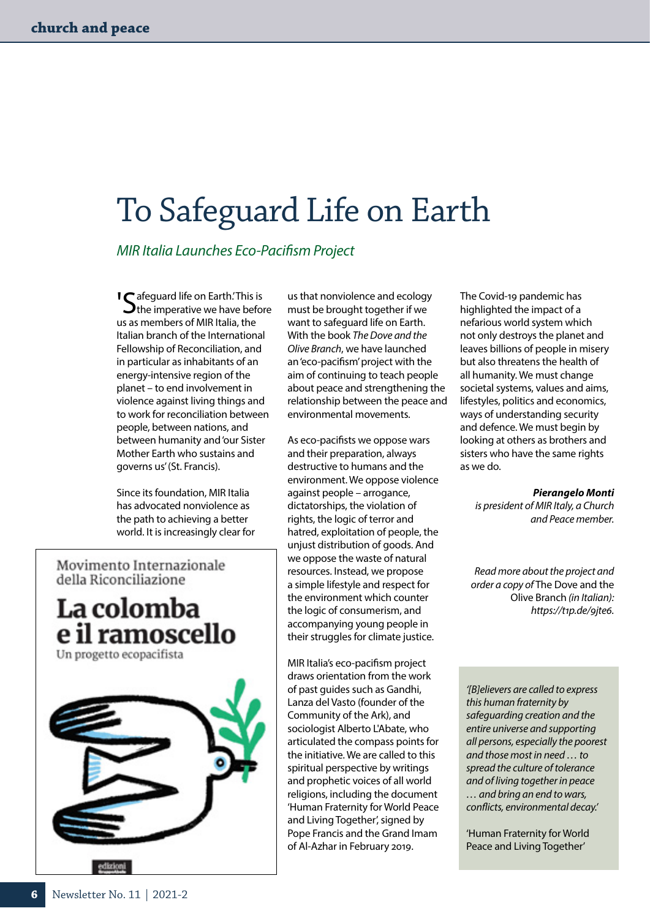# To Safeguard Life on Earth

## *MIR Italia Launches Eco-Pacifism Project*

'Safeguard life on Earth.' This is the imperative we have before us as members of MIR Italia, the Italian branch of the International Fellowship of Reconciliation, and in particular as inhabitants of an energy-intensive region of the planet – to end involvement in violence against living things and to work for reconciliation between people, between nations, and between humanity and 'our Sister Mother Earth who sustains and governs us' (St. Francis).

Since its foundation, MIR Italia has advocated nonviolence as the path to achieving a better world. It is increasingly clear for us that nonviolence and ecology must be brought together if we want to safeguard life on Earth. With the book *The Dove and the Olive Branch*, we have launched an 'eco-pacifism' project with the aim of continuing to teach people about peace and strengthening the relationship between the peace and environmental movements.

As eco-pacifists we oppose wars and their preparation, always destructive to humans and the environment. We oppose violence against people – arrogance, dictatorships, the violation of rights, the logic of terror and hatred, exploitation of people, the unjust distribution of goods. And we oppose the waste of natural resources. Instead, we propose a simple lifestyle and respect for the environment which counter the logic of consumerism, and accompanying young people in their struggles for climate justice.

MIR Italia's eco-pacifism project draws orientation from the work of past guides such as Gandhi, Lanza del Vasto (founder of the Community of the Ark), and sociologist Alberto L'Abate, who articulated the compass points for the initiative. We are called to this spiritual perspective by writings and prophetic voices of all world religions, including the document 'Human Fraternity for World Peace and Living Together', signed by Pope Francis and the Grand Imam of Al-Azhar in February 2019.

The Covid-19 pandemic has highlighted the impact of a nefarious world system which not only destroys the planet and leaves billions of people in misery but also threatens the health of all humanity. We must change societal systems, values and aims, lifestyles, politics and economics, ways of understanding security and defence. We must begin by looking at others as brothers and sisters who have the same rights as we do.

***Pierangelo Monti*** *is president of MIR Italy, a Church and Peace member.*

*Read more about the project and order a copy of* The Dove and the Olive Branch *(in Italian): https://t1p.de/9jte6.*

Movimento Internazionale della Riconciliazione

**La colomba e il ramoscello**

Un progetto ecopacifista

> *'[B]elievers are called to express this human fraternity by safeguarding creation and the entire universe and supporting all persons, especially the poorest and those most in need … to spread the culture of tolerance and of living together in peace … and bring an end to wars, conflicts, environmental decay.'*
>
> 'Human Fraternity for World Peace and Living Together'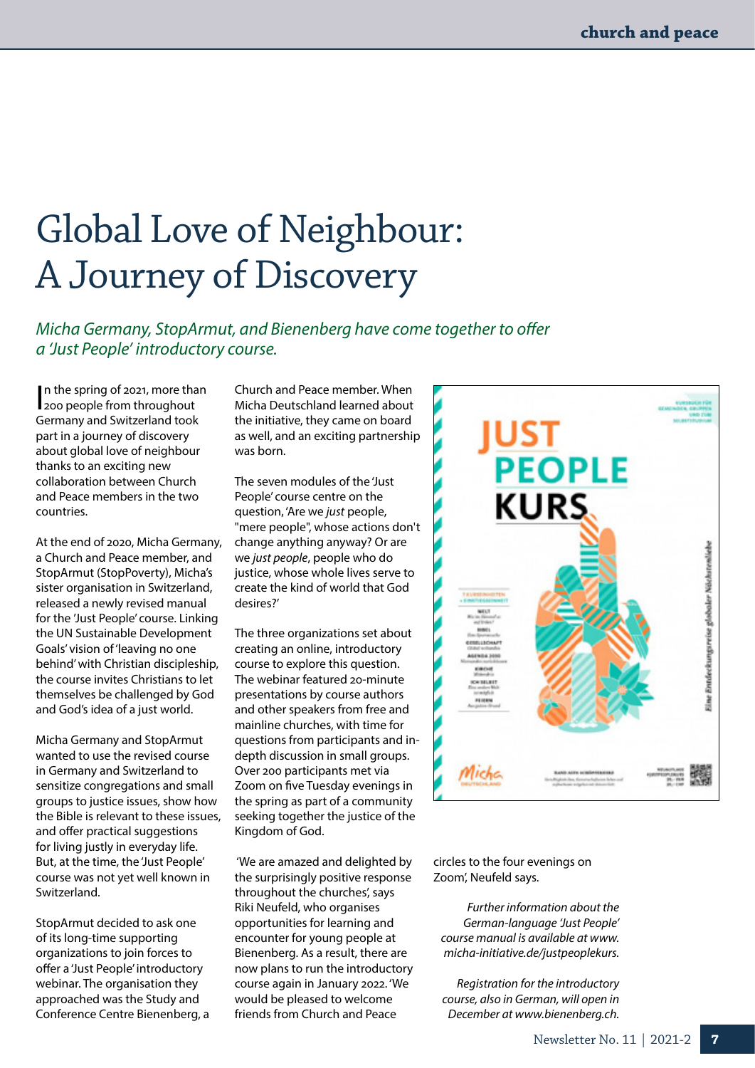# Global Love of Neighbour: A Journey of Discovery

*Micha Germany, StopArmut, and Bienenberg have come together to offer a 'Just People' introductory course.*

In the spring of 2021, more than 200 people from throughout Germany and Switzerland took part in a journey of discovery about global love of neighbour thanks to an exciting new collaboration between Church and Peace members in the two countries.

At the end of 2020, Micha Germany, a Church and Peace member, and StopArmut (StopPoverty), Micha's sister organisation in Switzerland, released a newly revised manual for the 'Just People' course. Linking the UN Sustainable Development Goals' vision of 'leaving no one behind' with Christian discipleship, the course invites Christians to let themselves be challenged by God and God's idea of a just world.

Micha Germany and StopArmut wanted to use the revised course in Germany and Switzerland to sensitize congregations and small groups to justice issues, show how the Bible is relevant to these issues, and offer practical suggestions for living justly in everyday life. But, at the time, the 'Just People' course was not yet well known in Switzerland.

StopArmut decided to ask one of its long-time supporting organizations to join forces to offer a 'Just People' introductory webinar. The organisation they approached was the Study and Conference Centre Bienenberg, a Church and Peace member. When Micha Deutschland learned about the initiative, they came on board as well, and an exciting partnership was born.

The seven modules of the 'Just People' course centre on the question, 'Are we *just* people, "mere people", whose actions don't change anything anyway? Or are we *just people*, people who do justice, whose whole lives serve to create the kind of world that God desires?'

The three organizations set about creating an online, introductory course to explore this question. The webinar featured 20-minute presentations by course authors and other speakers from free and mainline churches, with time for questions from participants and in-depth discussion in small groups. Over 200 participants met via Zoom on five Tuesday evenings in the spring as part of a community seeking together the justice of the Kingdom of God.

'We are amazed and delighted by the surprisingly positive response throughout the churches', says Riki Neufeld, who organises opportunities for learning and encounter for young people at Bienenberg. As a result, there are now plans to run the introductory course again in January 2022. 'We would be pleased to welcome friends from Church and Peace circles to the four evenings on Zoom', Neufeld says.

*Further information about the German-language 'Just People' course manual is available at www.micha-initiative.de/justpeoplekurs.*

*Registration for the introductory course, also in German, will open in December at www.bienenberg.ch.*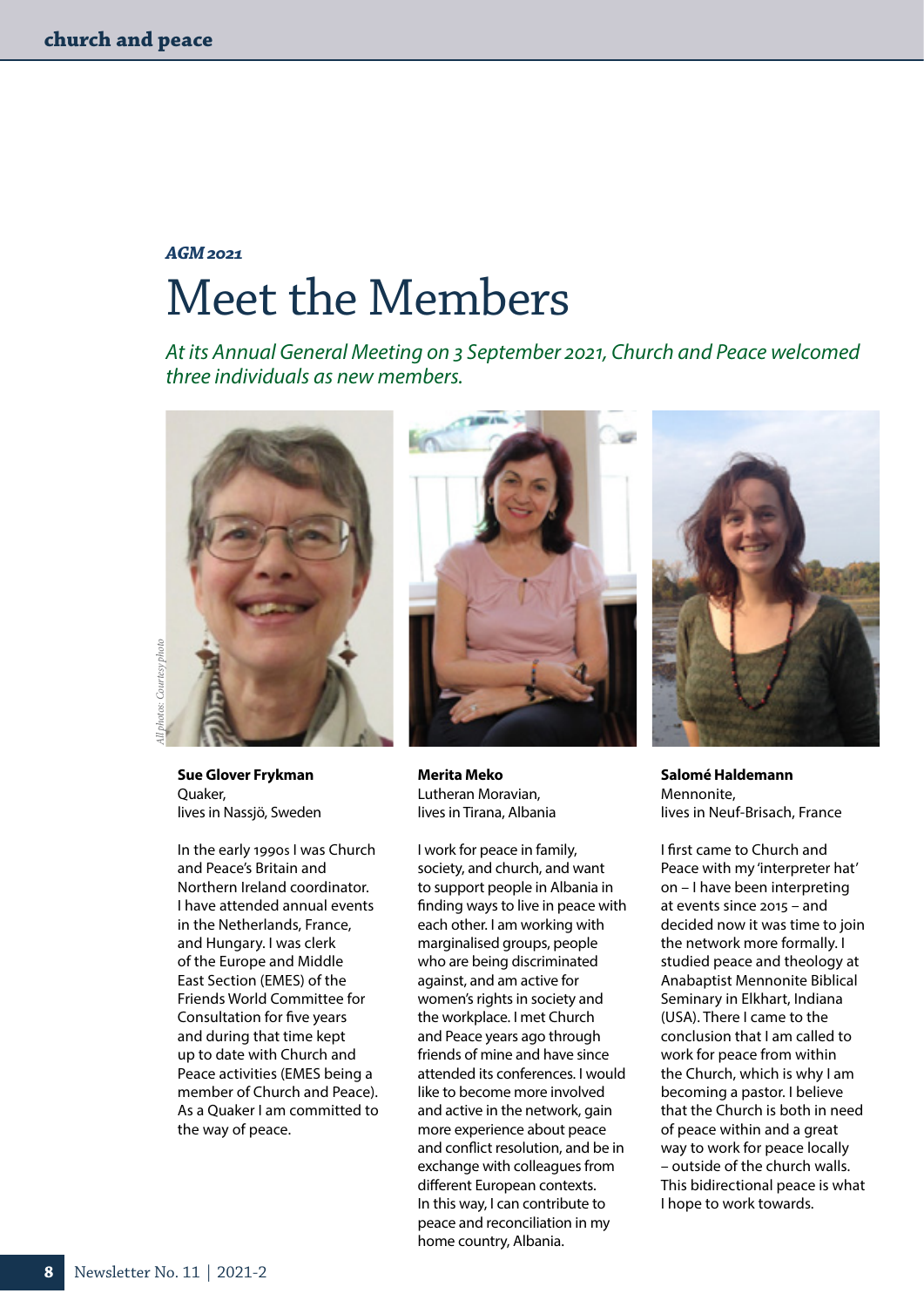*AGM 2021*

# Meet the Members

*At its Annual General Meeting on 3 September 2021, Church and Peace welcomed three individuals as new members.*

*All photos: Courtesy photo*

**Sue Glover Frykman**
Quaker,
lives in Nassjö, Sweden

In the early 1990s I was Church and Peace's Britain and Northern Ireland coordinator. I have attended annual events in the Netherlands, France, and Hungary. I was clerk of the Europe and Middle East Section (EMES) of the Friends World Committee for Consultation for five years and during that time kept up to date with Church and Peace activities (EMES being a member of Church and Peace). As a Quaker I am committed to the way of peace.

**Merita Meko**
Lutheran Moravian,
lives in Tirana, Albania

I work for peace in family, society, and church, and want to support people in Albania in finding ways to live in peace with each other. I am working with marginalised groups, people who are being discriminated against, and am active for women's rights in society and the workplace. I met Church and Peace years ago through friends of mine and have since attended its conferences. I would like to become more involved and active in the network, gain more experience about peace and conflict resolution, and be in exchange with colleagues from different European contexts. In this way, I can contribute to peace and reconciliation in my home country, Albania.

**Salomé Haldemann**
Mennonite,
lives in Neuf-Brisach, France

I first came to Church and Peace with my 'interpreter hat' on – I have been interpreting at events since 2015 – and decided now it was time to join the network more formally. I studied peace and theology at Anabaptist Mennonite Biblical Seminary in Elkhart, Indiana (USA). There I came to the conclusion that I am called to work for peace from within the Church, which is why I am becoming a pastor. I believe that the Church is both in need of peace within and a great way to work for peace locally – outside of the church walls. This bidirectional peace is what I hope to work towards.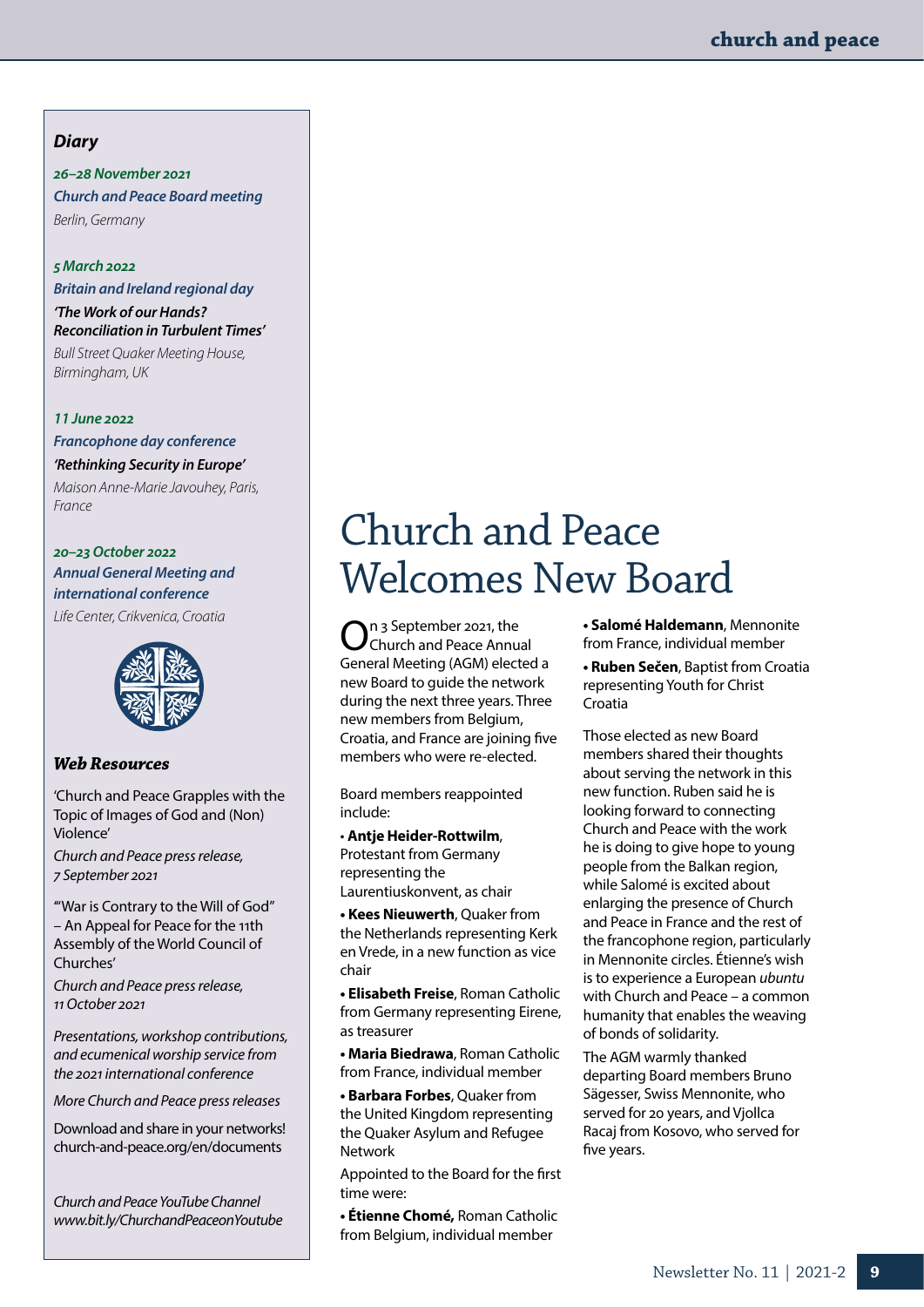## Diary

***26–28 November 2021***
***Church and Peace Board meeting***
*Berlin, Germany*

***5 March 2022***
***Britain and Ireland regional day***
***'The Work of our Hands? Reconciliation in Turbulent Times'***
*Bull Street Quaker Meeting House, Birmingham, UK*

***11 June 2022***
***Francophone day conference***
***'Rethinking Security in Europe'***
*Maison Anne-Marie Javouhey, Paris, France*

***20–23 October 2022***
***Annual General Meeting and international conference***
*Life Center, Crikvenica, Croatia*

## Web Resources

'Church and Peace Grapples with the Topic of Images of God and (Non) Violence'
*Church and Peace press release, 7 September 2021*

'"War is Contrary to the Will of God" – An Appeal for Peace for the 11th Assembly of the World Council of Churches'
*Church and Peace press release, 11 October 2021*

*Presentations, workshop contributions, and ecumenical worship service from the 2021 international conference*

*More Church and Peace press releases*

Download and share in your networks!
church-and-peace.org/en/documents

*Church and Peace YouTube Channel*
*www.bit.ly/ChurchandPeaceonYoutube*

# Church and Peace Welcomes New Board

On 3 September 2021, the Church and Peace Annual General Meeting (AGM) elected a new Board to guide the network during the next three years. Three new members from Belgium, Croatia, and France are joining five members who were re-elected.

Board members reappointed include:

- **Antje Heider-Rottwilm**, Protestant from Germany representing the Laurentiuskonvent, as chair
- **Kees Nieuwerth**, Quaker from the Netherlands representing Kerk en Vrede, in a new function as vice chair
- **Elisabeth Freise**, Roman Catholic from Germany representing Eirene, as treasurer
- **Maria Biedrawa**, Roman Catholic from France, individual member
- **Barbara Forbes**, Quaker from the United Kingdom representing the Quaker Asylum and Refugee Network

Appointed to the Board for the first time were:

- **Étienne Chomé,** Roman Catholic from Belgium, individual member
- **Salomé Haldemann**, Mennonite from France, individual member
- **Ruben Sečen**, Baptist from Croatia representing Youth for Christ Croatia

Those elected as new Board members shared their thoughts about serving the network in this new function. Ruben said he is looking forward to connecting Church and Peace with the work he is doing to give hope to young people from the Balkan region, while Salomé is excited about enlarging the presence of Church and Peace in France and the rest of the francophone region, particularly in Mennonite circles. Étienne's wish is to experience a European *ubuntu* with Church and Peace – a common humanity that enables the weaving of bonds of solidarity.

The AGM warmly thanked departing Board members Bruno Sägesser, Swiss Mennonite, who served for 20 years, and Vjollca Racaj from Kosovo, who served for five years.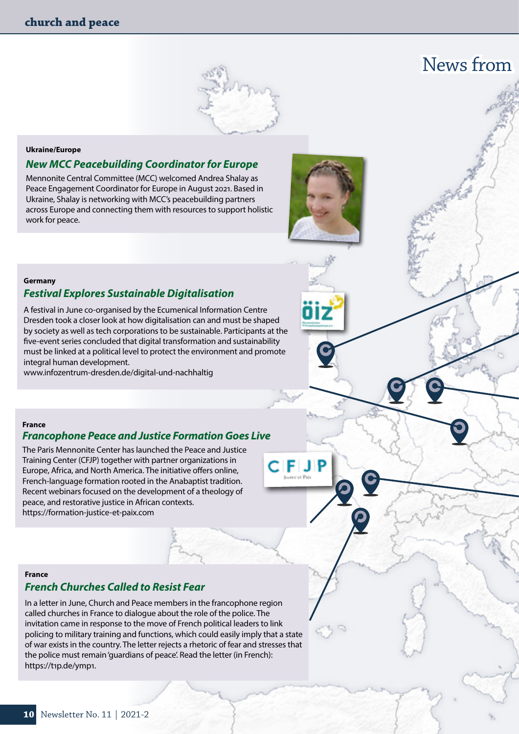# News from

**Ukraine/Europe**

## *New MCC Peacebuilding Coordinator for Europe*

Mennonite Central Committee (MCC) welcomed Andrea Shalay as Peace Engagement Coordinator for Europe in August 2021. Based in Ukraine, Shalay is networking with MCC's peacebuilding partners across Europe and connecting them with resources to support holistic work for peace.

**Germany**

## *Festival Explores Sustainable Digitalisation*

A festival in June co-organised by the Ecumenical Information Centre Dresden took a closer look at how digitalisation can and must be shaped by society as well as tech corporations to be sustainable. Participants at the five-event series concluded that digital transformation and sustainability must be linked at a political level to protect the environment and promote integral human development.
www.infozentrum-dresden.de/digital-und-nachhaltig

**France**

## *Francophone Peace and Justice Formation Goes Live*

The Paris Mennonite Center has launched the Peace and Justice Training Center (CFJP) together with partner organizations in Europe, Africa, and North America. The initiative offers online, French-language formation rooted in the Anabaptist tradition. Recent webinars focused on the development of a theology of peace, and restorative justice in African contexts.
https://formation-justice-et-paix.com

**France**

## *French Churches Called to Resist Fear*

In a letter in June, Church and Peace members in the francophone region called churches in France to dialogue about the role of the police. The invitation came in response to the move of French political leaders to link policing to military training and functions, which could easily imply that a state of war exists in the country. The letter rejects a rhetoric of fear and stresses that the police must remain 'guardians of peace'. Read the letter (in French): https://t1p.de/ymp1.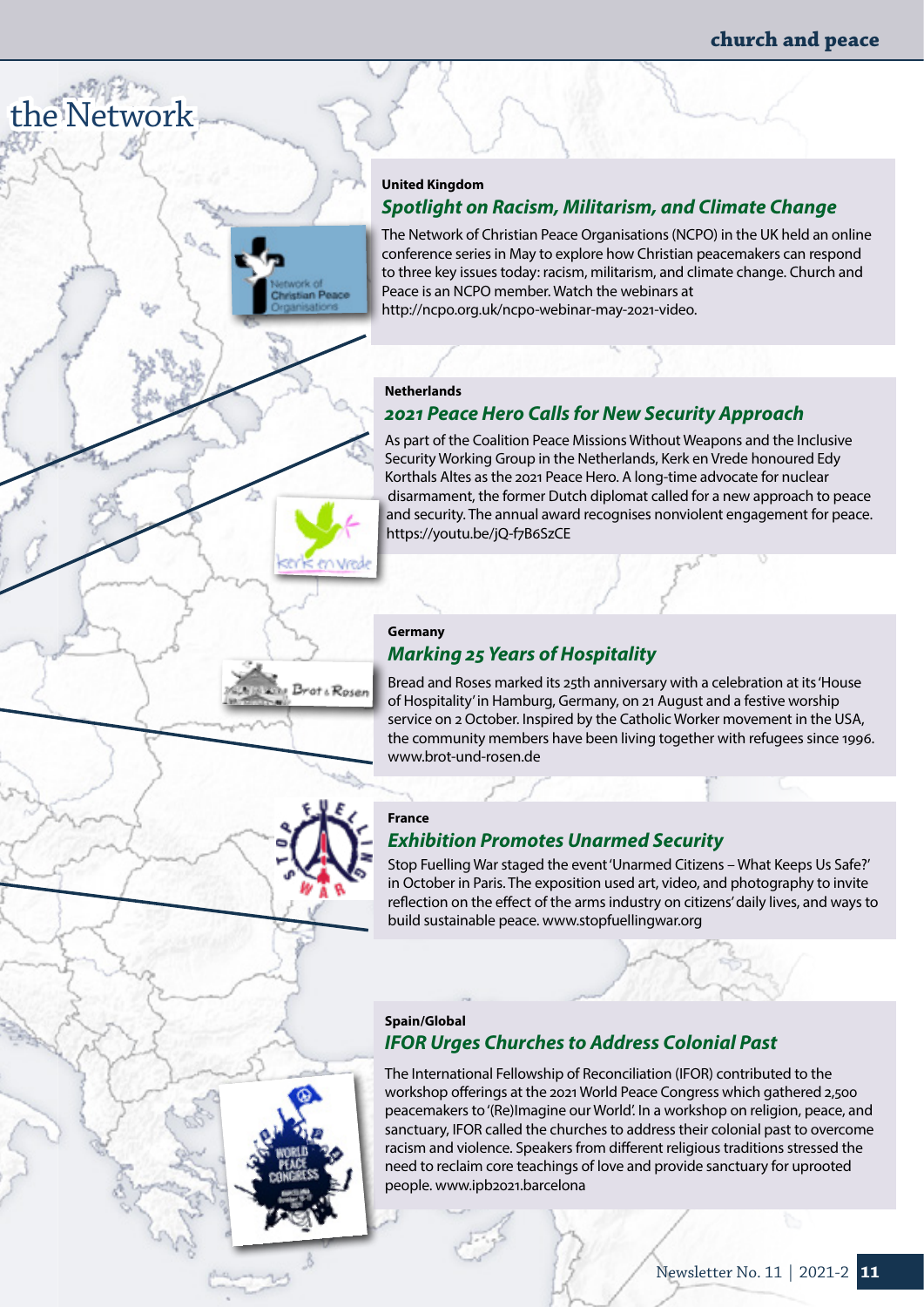# the Network

## United Kingdom

### *Spotlight on Racism, Militarism, and Climate Change*

The Network of Christian Peace Organisations (NCPO) in the UK held an online conference series in May to explore how Christian peacemakers can respond to three key issues today: racism, militarism, and climate change. Church and Peace is an NCPO member. Watch the webinars at http://ncpo.org.uk/ncpo-webinar-may-2021-video.

## Netherlands

### *2021 Peace Hero Calls for New Security Approach*

As part of the Coalition Peace Missions Without Weapons and the Inclusive Security Working Group in the Netherlands, Kerk en Vrede honoured Edy Korthals Altes as the 2021 Peace Hero. A long-time advocate for nuclear disarmament, the former Dutch diplomat called for a new approach to peace and security. The annual award recognises nonviolent engagement for peace. https://youtu.be/jQ-f7B6SzCE

## Germany

### *Marking 25 Years of Hospitality*

Bread and Roses marked its 25th anniversary with a celebration at its 'House of Hospitality' in Hamburg, Germany, on 21 August and a festive worship service on 2 October. Inspired by the Catholic Worker movement in the USA, the community members have been living together with refugees since 1996. www.brot-und-rosen.de

## France

### *Exhibition Promotes Unarmed Security*

Stop Fuelling War staged the event 'Unarmed Citizens – What Keeps Us Safe?' in October in Paris. The exposition used art, video, and photography to invite reflection on the effect of the arms industry on citizens' daily lives, and ways to build sustainable peace. www.stopfuellingwar.org

## Spain/Global

### *IFOR Urges Churches to Address Colonial Past*

The International Fellowship of Reconciliation (IFOR) contributed to the workshop offerings at the 2021 World Peace Congress which gathered 2,500 peacemakers to '(Re)Imagine our World'. In a workshop on religion, peace, and sanctuary, IFOR called the churches to address their colonial past to overcome racism and violence. Speakers from different religious traditions stressed the need to reclaim core teachings of love and provide sanctuary for uprooted people. www.ipb2021.barcelona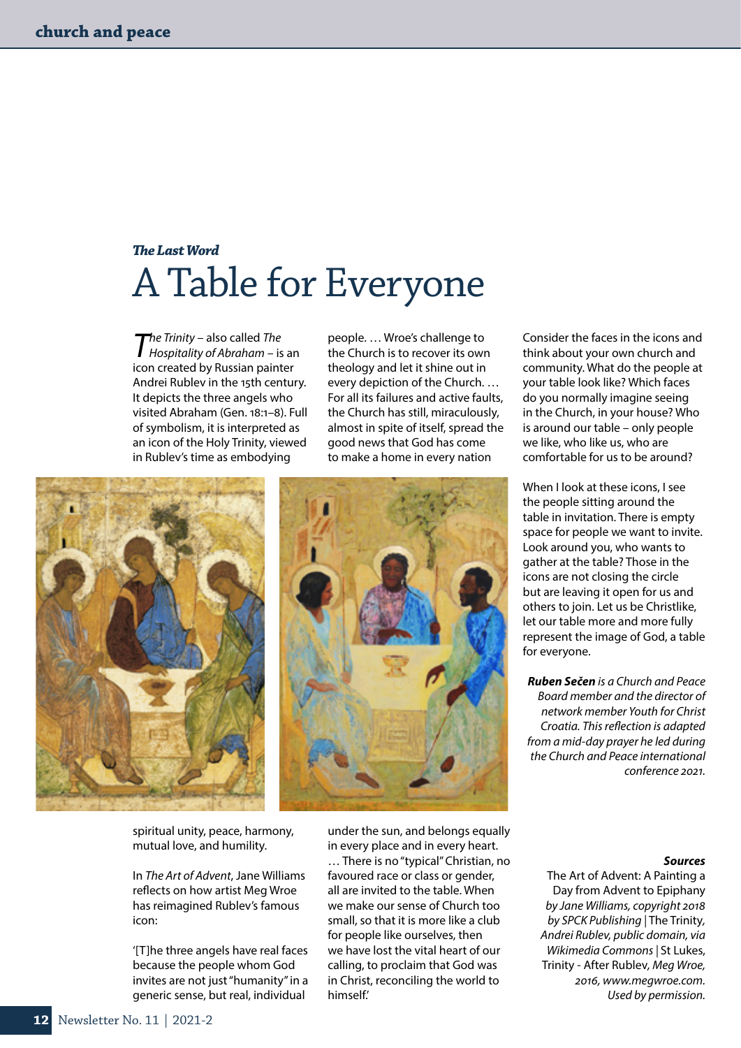*The Last Word*

# A Table for Everyone

*The Trinity* – also called *The Hospitality of Abraham* – is an icon created by Russian painter Andrei Rublev in the 15th century. It depicts the three angels who visited Abraham (Gen. 18:1–8). Full of symbolism, it is interpreted as an icon of the Holy Trinity, viewed in Rublev's time as embodying spiritual unity, peace, harmony, mutual love, and humility.

In *The Art of Advent*, Jane Williams reflects on how artist Meg Wroe has reimagined Rublev's famous icon:

'[T]he three angels have real faces because the people whom God invites are not just "humanity" in a generic sense, but real, individual people. … Wroe's challenge to the Church is to recover its own theology and let it shine out in every depiction of the Church. … For all its failures and active faults, the Church has still, miraculously, almost in spite of itself, spread the good news that God has come to make a home in every nation under the sun, and belongs equally in every place and in every heart. … There is no "typical" Christian, no favoured race or class or gender, all are invited to the table. When we make our sense of Church too small, so that it is more like a club for people like ourselves, then we have lost the vital heart of our calling, to proclaim that God was in Christ, reconciling the world to himself.'

Consider the faces in the icons and think about your own church and community. What do the people at your table look like? Which faces do you normally imagine seeing in the Church, in your house? Who is around our table – only people we like, who like us, who are comfortable for us to be around?

When I look at these icons, I see the people sitting around the table in invitation. There is empty space for people we want to invite. Look around you, who wants to gather at the table? Those in the icons are not closing the circle but are leaving it open for us and others to join. Let us be Christlike, let our table more and more fully represent the image of God, a table for everyone.

***Ruben Sečen*** *is a Church and Peace Board member and the director of network member Youth for Christ Croatia. This reflection is adapted from a mid-day prayer he led during the Church and Peace international conference 2021.*

***Sources***

The Art of Advent: A Painting a Day from Advent to Epiphany *by Jane Williams, copyright 2018 by SPCK Publishing* | The Trinity, *Andrei Rublev, public domain, via Wikimedia Commons* | St Lukes, Trinity - After Rublev, *Meg Wroe, 2016, www.megwroe.com. Used by permission.*